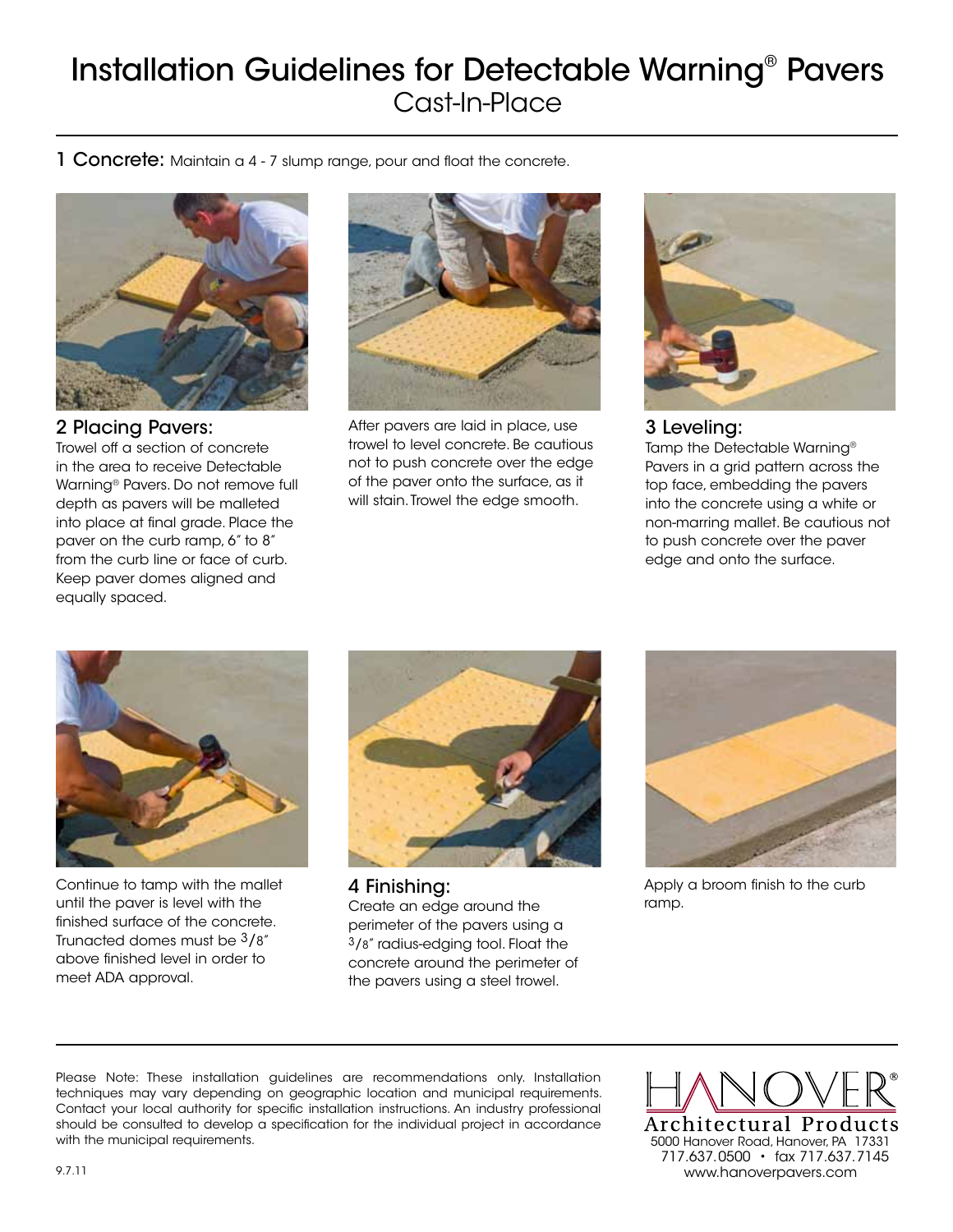# Installation Guidelines for Detectable Warning® Pavers

## Cast-In-Place

**1 Concrete:** Maintain a 4 - 7 slump range, pour and float the concrete.

### 2 Placing Pavers:

Trowel off a section of concrete in the area to receive Detectable Warning® Pavers. Do not remove full depth as pavers will be malleted into place at final grade. Place the paver on the curb ramp, 6" to 8" from the curb line or face of curb. Keep paver domes aligned and equally spaced.

After pavers are laid in place, use trowel to level concrete. Be cautious not to push concrete over the edge of the paver onto the surface, as it will stain. Trowel the edge smooth.

### 3 Leveling:

Tamp the Detectable Warning® Pavers in a grid pattern across the top face, embedding the pavers into the concrete using a white or non-marring mallet. Be cautious not to push concrete over the paver edge and onto the surface.

Continue to tamp with the mallet until the paver is level with the finished surface of the concrete. Trunacted domes must be 3/8" above finished level in order to meet ADA approval.

### 4 Finishing:

Create an edge around the perimeter of the pavers using a 3/8" radius-edging tool. Float the concrete around the perimeter of the pavers using a steel trowel.

Apply a broom finish to the curb ramp.

Please Note: These installation guidelines are recommendations only. Installation techniques may vary depending on geographic location and municipal requirements. Contact your local authority for specific installation instructions. An industry professional should be consulted to develop a specification for the individual project in accordance with the municipal requirements.

9.7.11

HANOVER®
Architectural Products
5000 Hanover Road, Hanover, PA 17331
717.637.0500 • fax 717.637.7145
www.hanoverpavers.com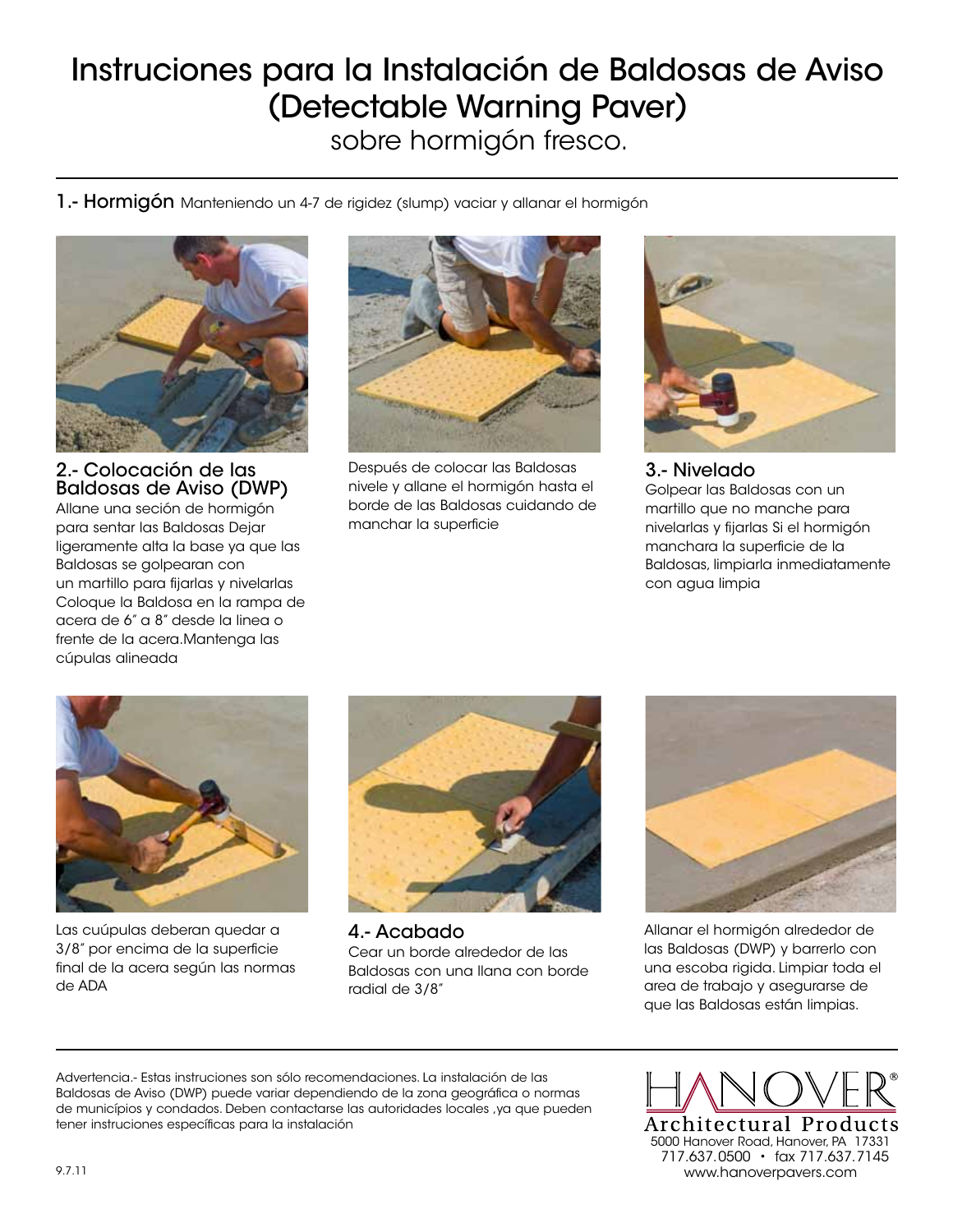# Instruciones para la Instalación de Baldosas de Aviso (Detectable Warning Paver)

sobre hormigón fresco.

**1.- Hormigón** Manteniendo un 4-7 de rigidez (slump) vaciar y allanar el hormigón

## 2.- Colocación de las Baldosas de Aviso (DWP)

Allane una seción de hormigón para sentar las Baldosas Dejar ligeramente alta la base ya que las Baldosas se golpearan con un martillo para fijarlas y nivelarlas Coloque la Baldosa en la rampa de acera de 6″ a 8″ desde la linea o frente de la acera.Mantenga las cúpulas alineada

Después de colocar las Baldosas nivele y allane el hormigón hasta el borde de las Baldosas cuidando de manchar la superficie

## 3.- Nivelado

Golpear las Baldosas con un martillo que no manche para nivelarlas y fijarlas Si el hormigón manchara la superficie de la Baldosa, limpiarla inmediatamente con agua limpia

Las cuúpulas deberan quedar a 3/8″ por encima de la superficie final de la acera según las normas de ADA

## 4.- Acabado

Cear un borde alrededor de las Baldosas con una llana con borde radial de 3/8″

Allanar el hormigón alrededor de las Baldosas (DWP) y barrerlo con una escoba rigida. Limpiar toda el area de trabajo y asegurarse de que las Baldosas están limpias.

---

Advertencia.- Estas instrucciones son sólo recomendaciones. La instalación de las Baldosas de Aviso (DWP) puede variar dependiendo de la zona geográfica o normas de municípios y condados. Deben contactarse las autoridades locales ,ya que pueden tener instrucciones específicas para la instalación

9.7.11

HANOVER®
Architectural Products
5000 Hanover Road, Hanover, PA 17331
717.637.0500 • fax 717.637.7145
www.hanoverpavers.com